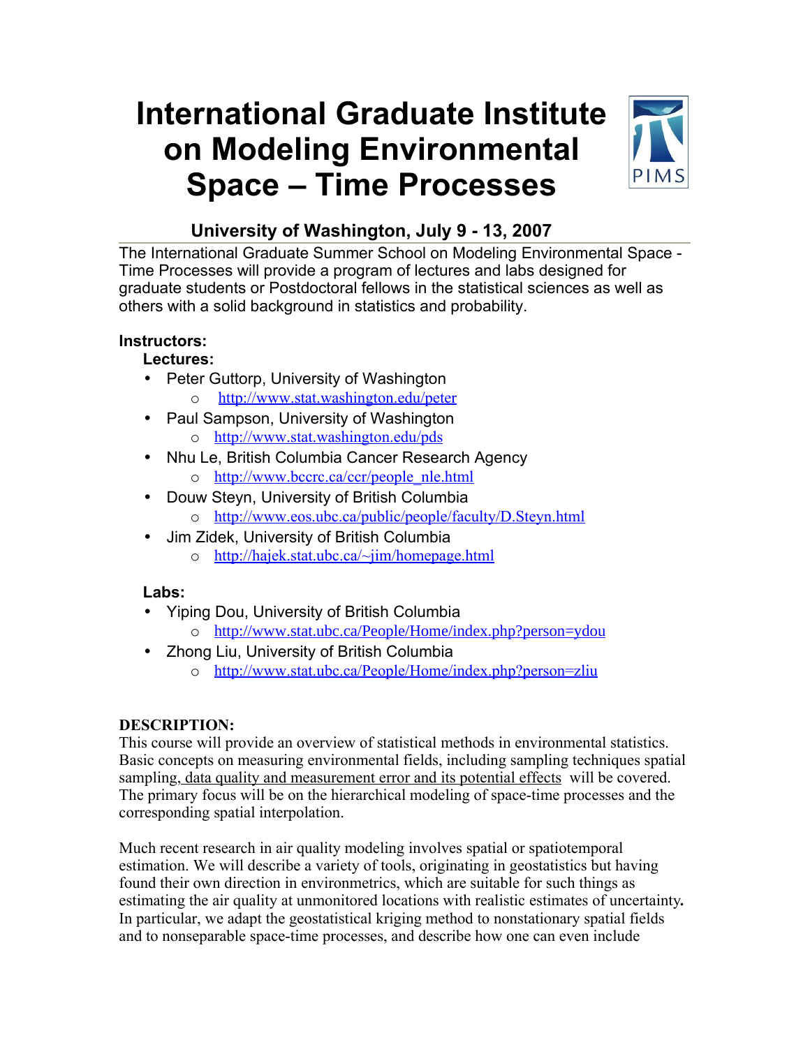# International Graduate Institute on Modeling Environmental Space – Time Processes

## University of Washington, July 9 - 13, 2007

The International Graduate Summer School on Modeling Environmental Space - Time Processes will provide a program of lectures and labs designed for graduate students or Postdoctoral fellows in the statistical sciences as well as others with a solid background in statistics and probability.

**Instructors:**

**Lectures:**

- Peter Guttorp, University of Washington
  - http://www.stat.washington.edu/peter
- Paul Sampson, University of Washington
  - http://www.stat.washington.edu/pds
- Nhu Le, British Columbia Cancer Research Agency
  - http://www.bccrc.ca/ccr/people_nle.html
- Douw Steyn, University of British Columbia
  - http://www.eos.ubc.ca/public/people/faculty/D.Steyn.html
- Jim Zidek, University of British Columbia
  - http://hajek.stat.ubc.ca/~jim/homepage.html

**Labs:**

- Yiping Dou, University of British Columbia
  - http://www.stat.ubc.ca/People/Home/index.php?person=ydou
- Zhong Liu, University of British Columbia
  - http://www.stat.ubc.ca/People/Home/index.php?person=zliu

**DESCRIPTION:**

This course will provide an overview of statistical methods in environmental statistics. Basic concepts on measuring environmental fields, including sampling techniques spatial sampling, data quality and measurement error and its potential effects will be covered. The primary focus will be on the hierarchical modeling of space-time processes and the corresponding spatial interpolation.

Much recent research in air quality modeling involves spatial or spatiotemporal estimation. We will describe a variety of tools, originating in geostatistics but having found their own direction in environmetrics, which are suitable for such things as estimating the air quality at unmonitored locations with realistic estimates of uncertainty**.** In particular, we adapt the geostatistical kriging method to nonstationary spatial fields and to nonseparable space-time processes, and describe how one can even include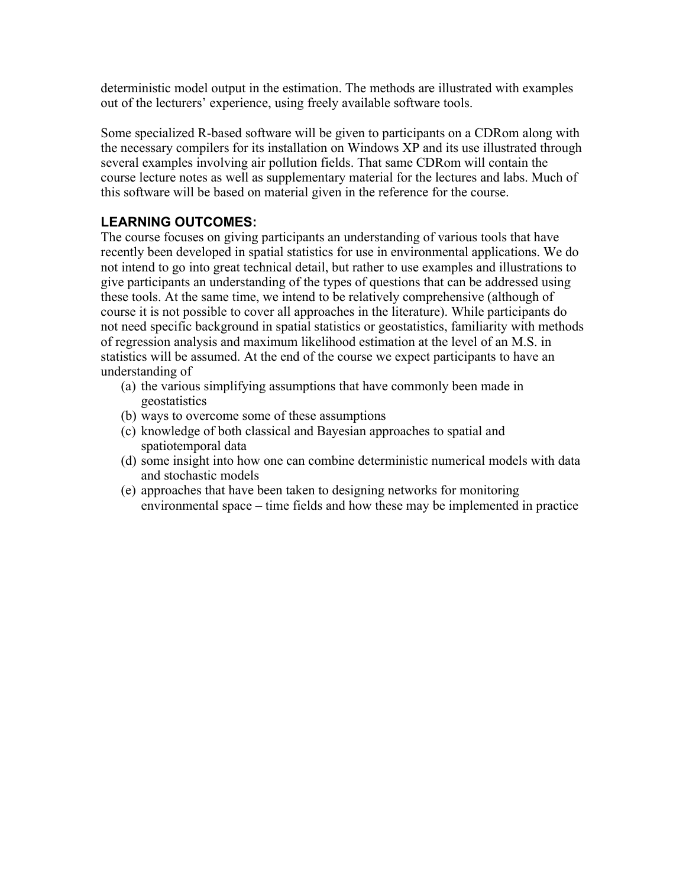deterministic model output in the estimation. The methods are illustrated with examples out of the lecturers' experience, using freely available software tools.

Some specialized R-based software will be given to participants on a CDRom along with the necessary compilers for its installation on Windows XP and its use illustrated through several examples involving air pollution fields. That same CDRom will contain the course lecture notes as well as supplementary material for the lectures and labs. Much of this software will be based on material given in the reference for the course.

## LEARNING OUTCOMES:

The course focuses on giving participants an understanding of various tools that have recently been developed in spatial statistics for use in environmental applications. We do not intend to go into great technical detail, but rather to use examples and illustrations to give participants an understanding of the types of questions that can be addressed using these tools. At the same time, we intend to be relatively comprehensive (although of course it is not possible to cover all approaches in the literature). While participants do not need specific background in spatial statistics or geostatistics, familiarity with methods of regression analysis and maximum likelihood estimation at the level of an M.S. in statistics will be assumed. At the end of the course we expect participants to have an understanding of

(a) the various simplifying assumptions that have commonly been made in geostatistics
(b) ways to overcome some of these assumptions
(c) knowledge of both classical and Bayesian approaches to spatial and spatiotemporal data
(d) some insight into how one can combine deterministic numerical models with data and stochastic models
(e) approaches that have been taken to designing networks for monitoring environmental space – time fields and how these may be implemented in practice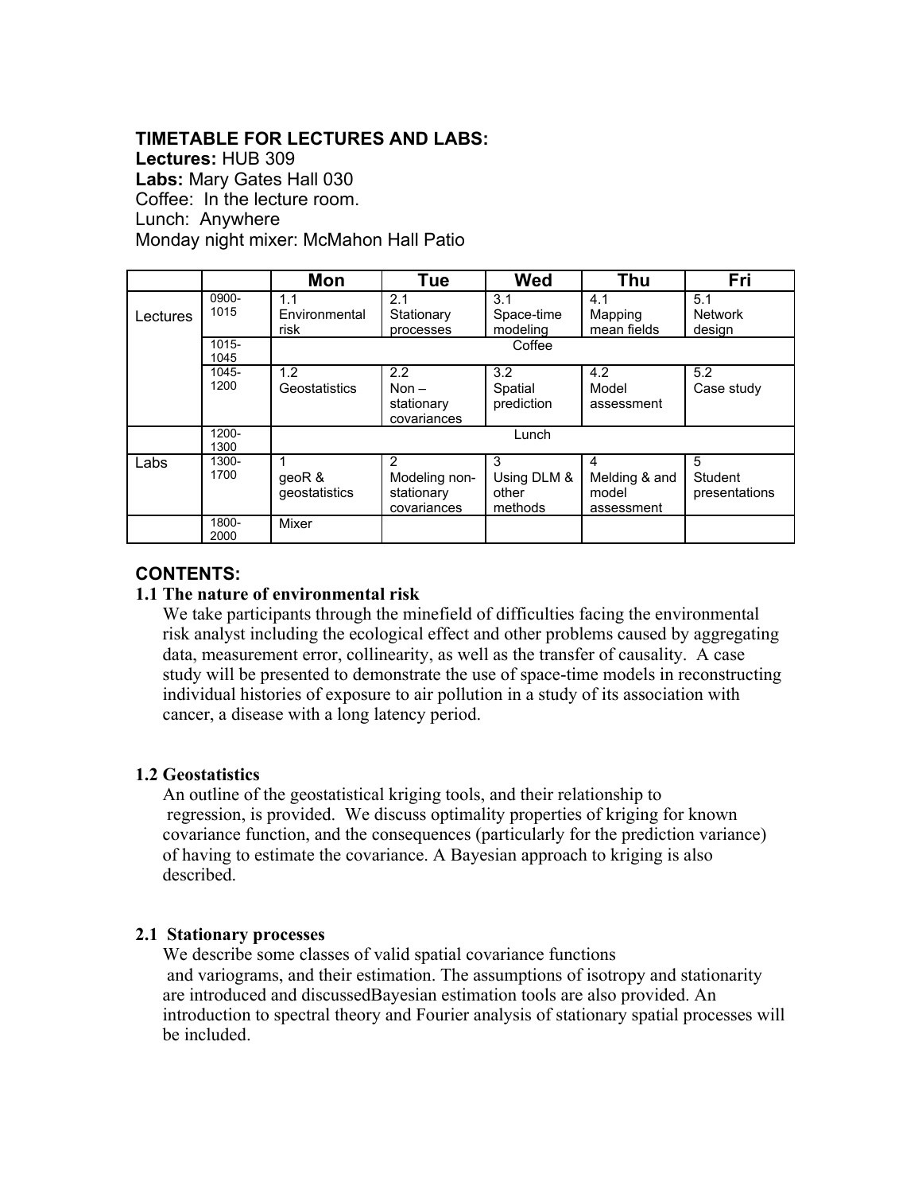**TIMETABLE FOR LECTURES AND LABS:**
**Lectures:** HUB 309
**Labs:** Mary Gates Hall 030
Coffee: In the lecture room.
Lunch: Anywhere
Monday night mixer: McMahon Hall Patio

| | | Mon | Tue | Wed | Thu | Fri |
|---|---|---|---|---|---|---|
| Lectures | 0900-1015 | 1.1 Environmental risk | 2.1 Stationary processes | 3.1 Space-time modeling | 4.1 Mapping mean fields | 5.1 Network design |
| | 1015-1045 | Coffee | | | | |
| | 1045-1200 | 1.2 Geostatistics | 2.2 Non – stationary covariances | 3.2 Spatial prediction | 4.2 Model assessment | 5.2 Case study |
| | 1200-1300 | Lunch | | | | |
| Labs | 1300-1700 | 1 geoR & geostatistics | 2 Modeling non-stationary covariances | 3 Using DLM & other methods | 4 Melding & and model assessment | 5 Student presentations |
| | 1800-2000 | Mixer | | | | |

## CONTENTS:

### 1.1 The nature of environmental risk

We take participants through the minefield of difficulties facing the environmental risk analyst including the ecological effect and other problems caused by aggregating data, measurement error, collinearity, as well as the transfer of causality. A case study will be presented to demonstrate the use of space-time models in reconstructing individual histories of exposure to air pollution in a study of its association with cancer, a disease with a long latency period.

### 1.2 Geostatistics

An outline of the geostatistical kriging tools, and their relationship to regression, is provided. We discuss optimality properties of kriging for known covariance function, and the consequences (particularly for the prediction variance) of having to estimate the covariance. A Bayesian approach to kriging is also described.

### 2.1 Stationary processes

We describe some classes of valid spatial covariance functions and variograms, and their estimation. The assumptions of isotropy and stationarity are introduced and discussedBayesian estimation tools are also provided. An introduction to spectral theory and Fourier analysis of stationary spatial processes will be included.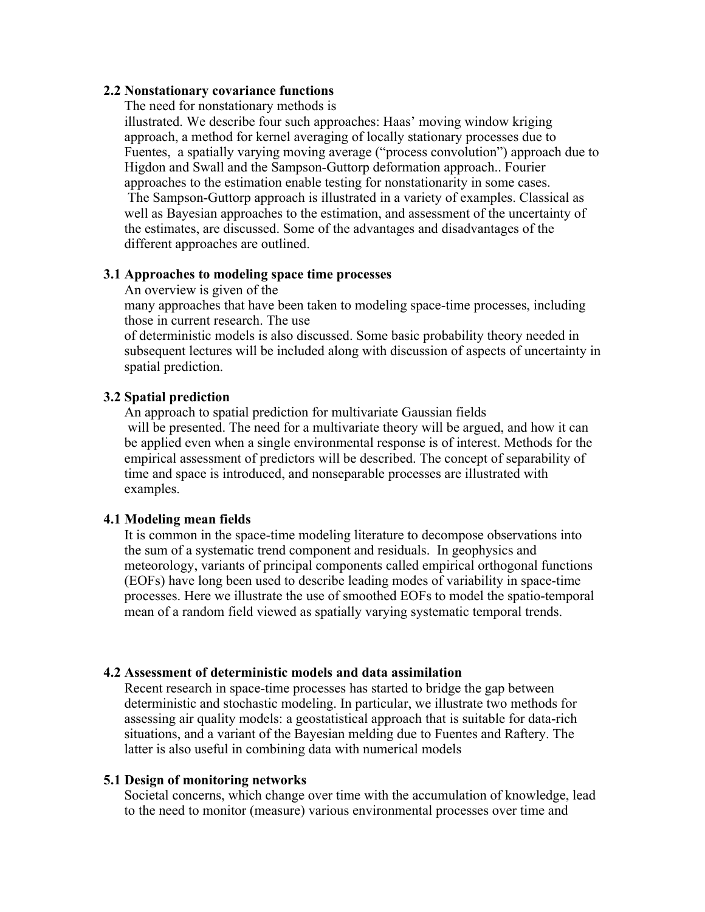**2.2 Nonstationary covariance functions**

The need for nonstationary methods is illustrated. We describe four such approaches: Haas' moving window kriging approach, a method for kernel averaging of locally stationary processes due to Fuentes, a spatially varying moving average ("process convolution") approach due to Higdon and Swall and the Sampson-Guttorp deformation approach.. Fourier approaches to the estimation enable testing for nonstationarity in some cases. The Sampson-Guttorp approach is illustrated in a variety of examples. Classical as well as Bayesian approaches to the estimation, and assessment of the uncertainty of the estimates, are discussed. Some of the advantages and disadvantages of the different approaches are outlined.

**3.1 Approaches to modeling space time processes**

An overview is given of the many approaches that have been taken to modeling space-time processes, including those in current research. The use of deterministic models is also discussed. Some basic probability theory needed in subsequent lectures will be included along with discussion of aspects of uncertainty in spatial prediction.

**3.2 Spatial prediction**

An approach to spatial prediction for multivariate Gaussian fields will be presented. The need for a multivariate theory will be argued, and how it can be applied even when a single environmental response is of interest. Methods for the empirical assessment of predictors will be described. The concept of separability of time and space is introduced, and nonseparable processes are illustrated with examples.

**4.1 Modeling mean fields**

It is common in the space-time modeling literature to decompose observations into the sum of a systematic trend component and residuals. In geophysics and meteorology, variants of principal components called empirical orthogonal functions (EOFs) have long been used to describe leading modes of variability in space-time processes. Here we illustrate the use of smoothed EOFs to model the spatio-temporal mean of a random field viewed as spatially varying systematic temporal trends.

**4.2 Assessment of deterministic models and data assimilation**

Recent research in space-time processes has started to bridge the gap between deterministic and stochastic modeling. In particular, we illustrate two methods for assessing air quality models: a geostatistical approach that is suitable for data-rich situations, and a variant of the Bayesian melding due to Fuentes and Raftery. The latter is also useful in combining data with numerical models

**5.1 Design of monitoring networks**

Societal concerns, which change over time with the accumulation of knowledge, lead to the need to monitor (measure) various environmental processes over time and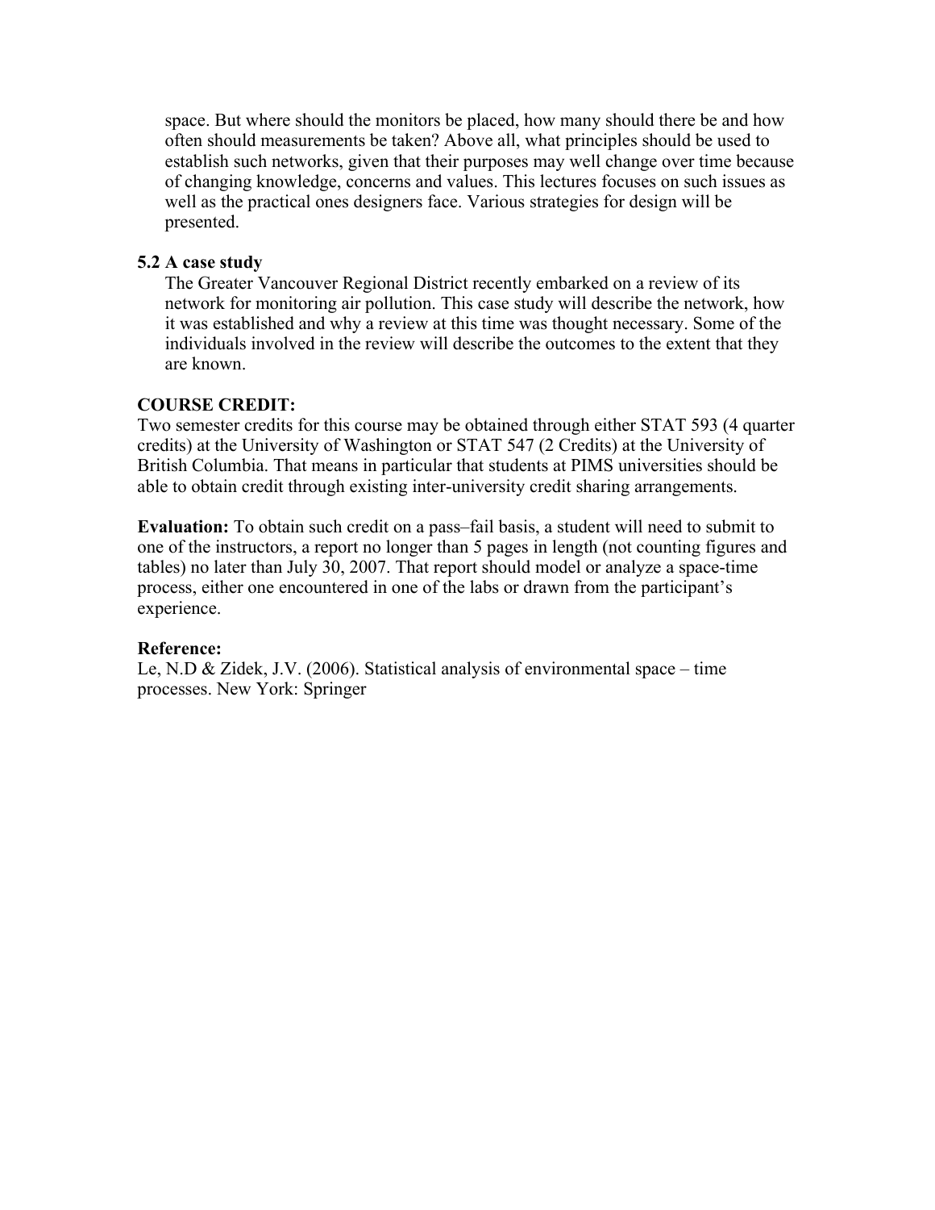space. But where should the monitors be placed, how many should there be and how often should measurements be taken? Above all, what principles should be used to establish such networks, given that their purposes may well change over time because of changing knowledge, concerns and values. This lectures focuses on such issues as well as the practical ones designers face. Various strategies for design will be presented.

**5.2 A case study**

The Greater Vancouver Regional District recently embarked on a review of its network for monitoring air pollution. This case study will describe the network, how it was established and why a review at this time was thought necessary. Some of the individuals involved in the review will describe the outcomes to the extent that they are known.

**COURSE CREDIT:**

Two semester credits for this course may be obtained through either STAT 593 (4 quarter credits) at the University of Washington or STAT 547 (2 Credits) at the University of British Columbia. That means in particular that students at PIMS universities should be able to obtain credit through existing inter-university credit sharing arrangements.

**Evaluation:** To obtain such credit on a pass–fail basis, a student will need to submit to one of the instructors, a report no longer than 5 pages in length (not counting figures and tables) no later than July 30, 2007. That report should model or analyze a space-time process, either one encountered in one of the labs or drawn from the participant's experience.

**Reference:**

Le, N.D & Zidek, J.V. (2006). Statistical analysis of environmental space – time processes. New York: Springer